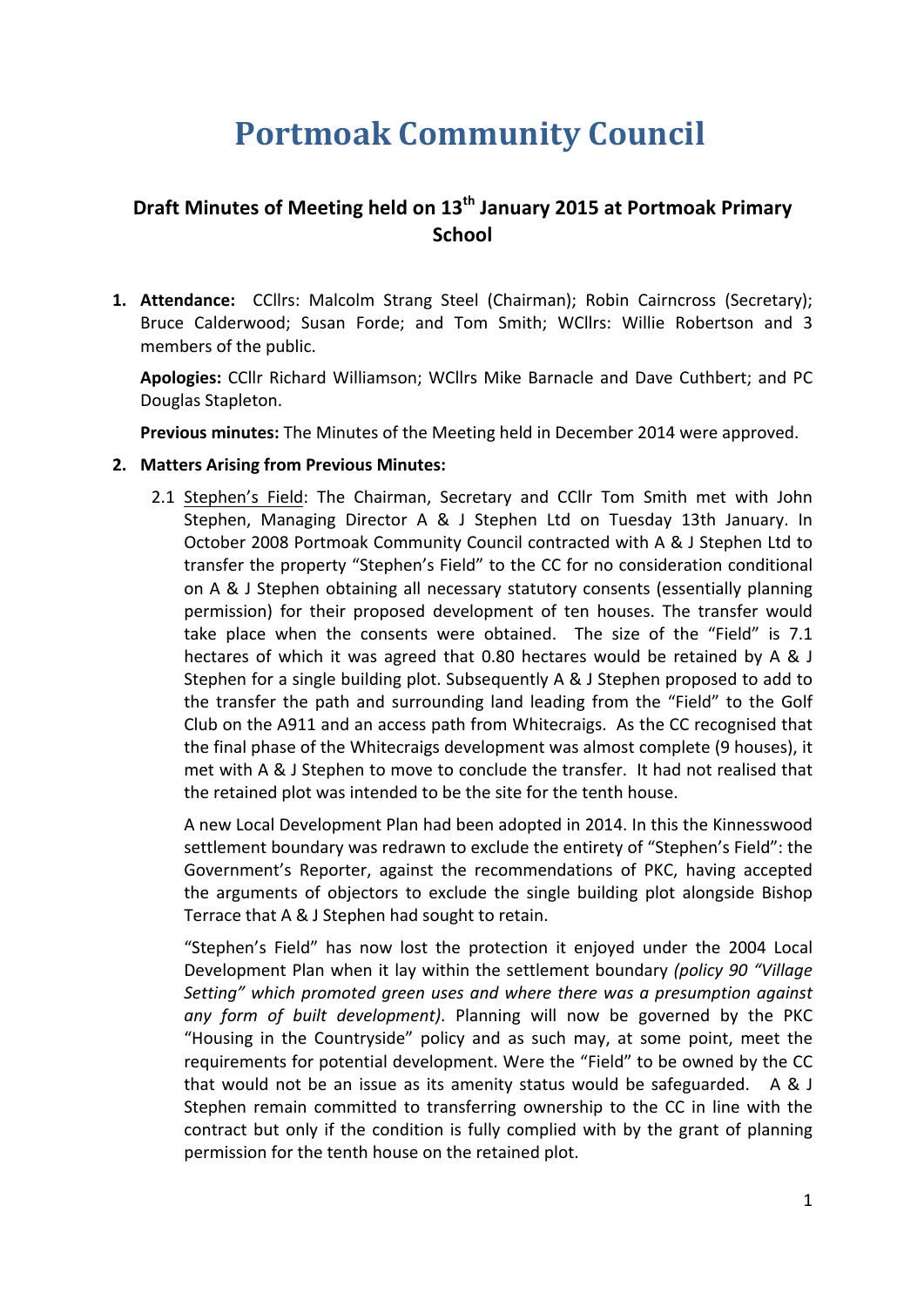# Portmoak Community Council

## Draft Minutes of Meeting held on 13th January 2015 at Portmoak Primary School

1. **Attendance:** CCllrs: Malcolm Strang Steel (Chairman); Robin Cairncross (Secretary); Bruce Calderwood; Susan Forde; and Tom Smith; WCllrs: Willie Robertson and 3 members of the public.

   **Apologies:** CCllr Richard Williamson; WCllrs Mike Barnacle and Dave Cuthbert; and PC Douglas Stapleton.

   **Previous minutes:** The Minutes of the Meeting held in December 2014 were approved.

2. **Matters Arising from Previous Minutes:**

   2.1 Stephen's Field: The Chairman, Secretary and CCllr Tom Smith met with John Stephen, Managing Director A & J Stephen Ltd on Tuesday 13th January. In October 2008 Portmoak Community Council contracted with A & J Stephen Ltd to transfer the property "Stephen's Field" to the CC for no consideration conditional on A & J Stephen obtaining all necessary statutory consents (essentially planning permission) for their proposed development of ten houses. The transfer would take place when the consents were obtained. The size of the "Field" is 7.1 hectares of which it was agreed that 0.80 hectares would be retained by A & J Stephen for a single building plot. Subsequently A & J Stephen proposed to add to the transfer the path and surrounding land leading from the "Field" to the Golf Club on the A911 and an access path from Whitecraigs. As the CC recognised that the final phase of the Whitecraigs development was almost complete (9 houses), it met with A & J Stephen to move to conclude the transfer. It had not realised that the retained plot was intended to be the site for the tenth house.

   A new Local Development Plan had been adopted in 2014. In this the Kinnesswood settlement boundary was redrawn to exclude the entirety of "Stephen's Field": the Government's Reporter, against the recommendations of PKC, having accepted the arguments of objectors to exclude the single building plot alongside Bishop Terrace that A & J Stephen had sought to retain.

   "Stephen's Field" has now lost the protection it enjoyed under the 2004 Local Development Plan when it lay within the settlement boundary *(policy 90 "Village Setting" which promoted green uses and where there was a presumption against any form of built development)*. Planning will now be governed by the PKC "Housing in the Countryside" policy and as such may, at some point, meet the requirements for potential development. Were the "Field" to be owned by the CC that would not be an issue as its amenity status would be safeguarded. A & J Stephen remain committed to transferring ownership to the CC in line with the contract but only if the condition is fully complied with by the grant of planning permission for the tenth house on the retained plot.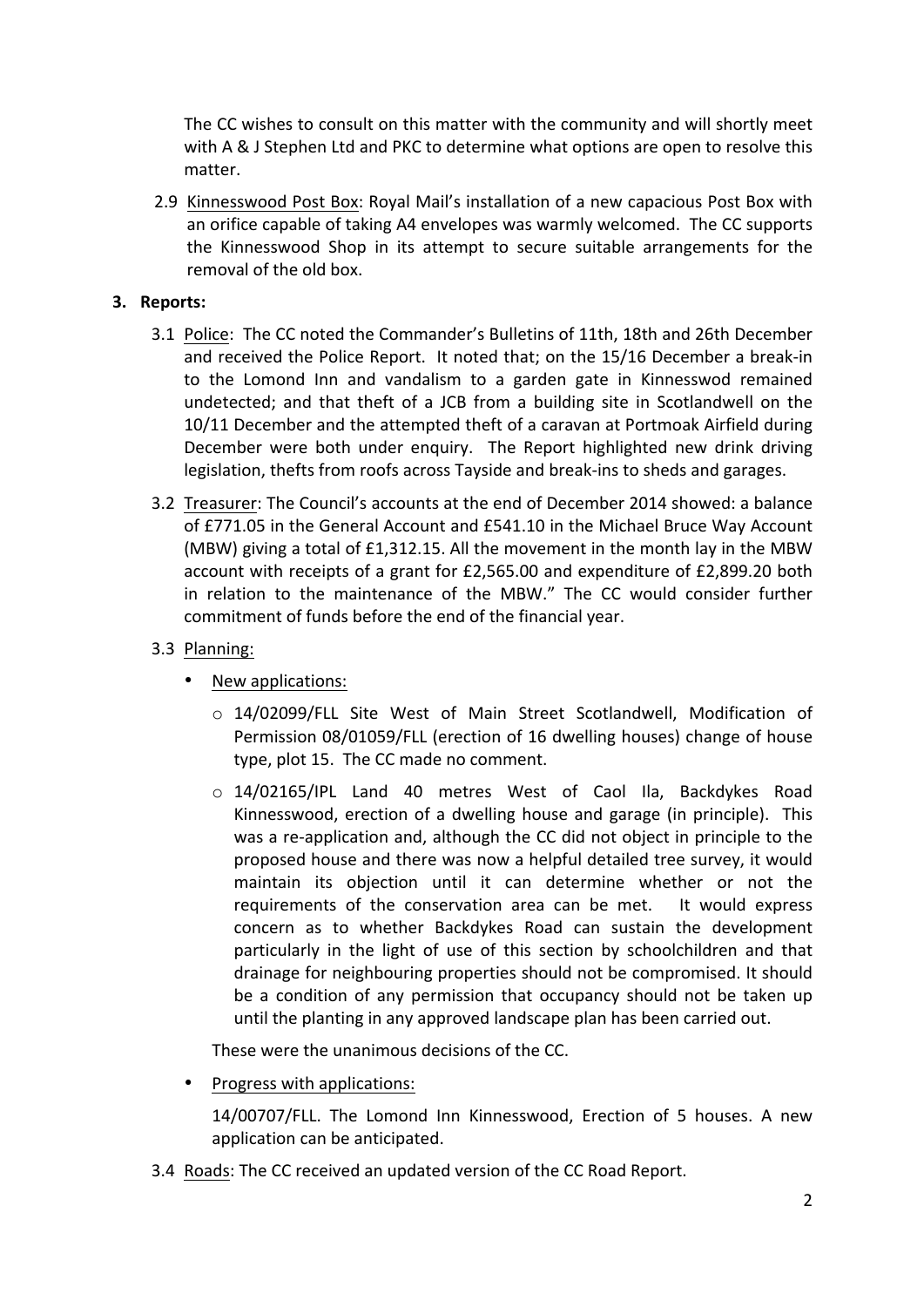The CC wishes to consult on this matter with the community and will shortly meet with A & J Stephen Ltd and PKC to determine what options are open to resolve this matter.

2.9 Kinnesswood Post Box: Royal Mail's installation of a new capacious Post Box with an orifice capable of taking A4 envelopes was warmly welcomed. The CC supports the Kinnesswood Shop in its attempt to secure suitable arrangements for the removal of the old box.

**3. Reports:**

3.1 Police: The CC noted the Commander's Bulletins of 11th, 18th and 26th December and received the Police Report. It noted that; on the 15/16 December a break-in to the Lomond Inn and vandalism to a garden gate in Kinnesswod remained undetected; and that theft of a JCB from a building site in Scotlandwell on the 10/11 December and the attempted theft of a caravan at Portmoak Airfield during December were both under enquiry. The Report highlighted new drink driving legislation, thefts from roofs across Tayside and break-ins to sheds and garages.

3.2 Treasurer: The Council's accounts at the end of December 2014 showed: a balance of £771.05 in the General Account and £541.10 in the Michael Bruce Way Account (MBW) giving a total of £1,312.15. All the movement in the month lay in the MBW account with receipts of a grant for £2,565.00 and expenditure of £2,899.20 both in relation to the maintenance of the MBW." The CC would consider further commitment of funds before the end of the financial year.

3.3 Planning:

- New applications:
  - 14/02099/FLL Site West of Main Street Scotlandwell, Modification of Permission 08/01059/FLL (erection of 16 dwelling houses) change of house type, plot 15. The CC made no comment.
  - 14/02165/IPL Land 40 metres West of Caol Ila, Backdykes Road Kinnesswood, erection of a dwelling house and garage (in principle). This was a re-application and, although the CC did not object in principle to the proposed house and there was now a helpful detailed tree survey, it would maintain its objection until it can determine whether or not the requirements of the conservation area can be met. It would express concern as to whether Backdykes Road can sustain the development particularly in the light of use of this section by schoolchildren and that drainage for neighbouring properties should not be compromised. It should be a condition of any permission that occupancy should not be taken up until the planting in any approved landscape plan has been carried out.

  These were the unanimous decisions of the CC.

- Progress with applications:

  14/00707/FLL. The Lomond Inn Kinnesswood, Erection of 5 houses. A new application can be anticipated.

3.4 Roads: The CC received an updated version of the CC Road Report.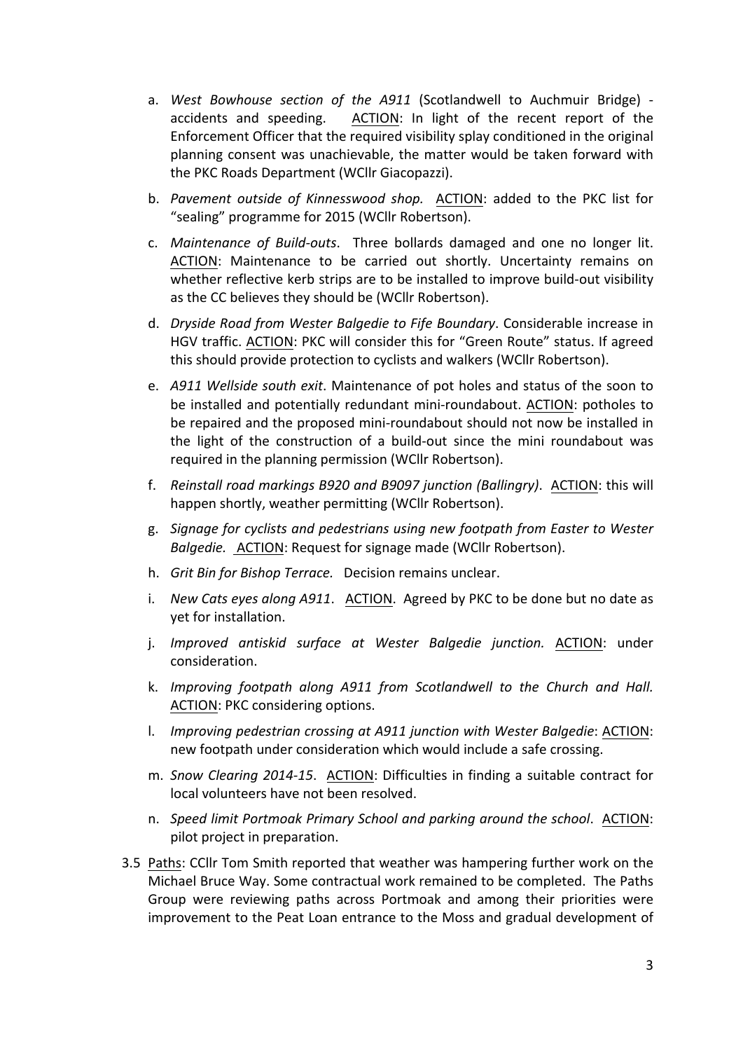a. *West Bowhouse section of the A911* (Scotlandwell to Auchmuir Bridge) - accidents and speeding. ACTION: In light of the recent report of the Enforcement Officer that the required visibility splay conditioned in the original planning consent was unachievable, the matter would be taken forward with the PKC Roads Department (WCllr Giacopazzi).

b. *Pavement outside of Kinnesswood shop.* ACTION: added to the PKC list for "sealing" programme for 2015 (WCllr Robertson).

c. *Maintenance of Build-outs*. Three bollards damaged and one no longer lit. ACTION: Maintenance to be carried out shortly. Uncertainty remains on whether reflective kerb strips are to be installed to improve build-out visibility as the CC believes they should be (WCllr Robertson).

d. *Dryside Road from Wester Balgedie to Fife Boundary*. Considerable increase in HGV traffic. ACTION: PKC will consider this for "Green Route" status. If agreed this should provide protection to cyclists and walkers (WCllr Robertson).

e. *A911 Wellside south exit*. Maintenance of pot holes and status of the soon to be installed and potentially redundant mini-roundabout. ACTION: potholes to be repaired and the proposed mini-roundabout should not now be installed in the light of the construction of a build-out since the mini roundabout was required in the planning permission (WCllr Robertson).

f. *Reinstall road markings B920 and B9097 junction (Ballingry)*. ACTION: this will happen shortly, weather permitting (WCllr Robertson).

g. *Signage for cyclists and pedestrians using new footpath from Easter to Wester Balgedie.* ACTION: Request for signage made (WCllr Robertson).

h. *Grit Bin for Bishop Terrace.* Decision remains unclear.

i. *New Cats eyes along A911*. ACTION. Agreed by PKC to be done but no date as yet for installation.

j. *Improved antiskid surface at Wester Balgedie junction.* ACTION: under consideration.

k. *Improving footpath along A911 from Scotlandwell to the Church and Hall.* ACTION: PKC considering options.

l. *Improving pedestrian crossing at A911 junction with Wester Balgedie*: ACTION: new footpath under consideration which would include a safe crossing.

m. *Snow Clearing 2014-15*. ACTION: Difficulties in finding a suitable contract for local volunteers have not been resolved.

n. *Speed limit Portmoak Primary School and parking around the school*. ACTION: pilot project in preparation.

3.5 Paths: CCllr Tom Smith reported that weather was hampering further work on the Michael Bruce Way. Some contractual work remained to be completed. The Paths Group were reviewing paths across Portmoak and among their priorities were improvement to the Peat Loan entrance to the Moss and gradual development of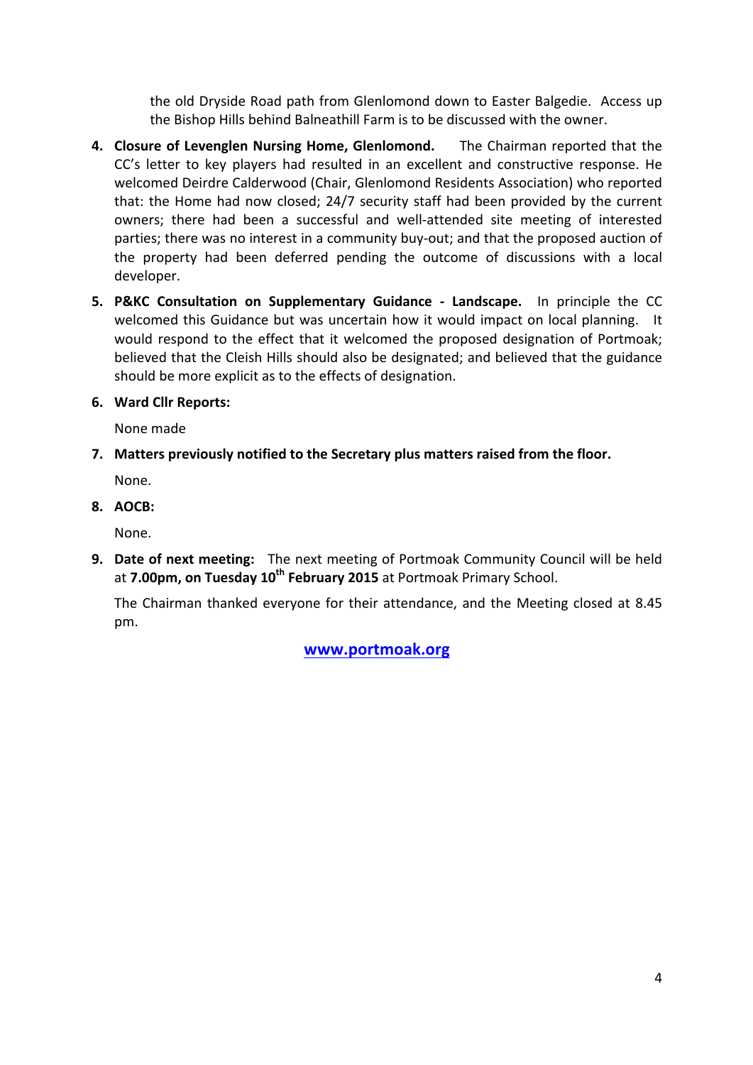the old Dryside Road path from Glenlomond down to Easter Balgedie. Access up the Bishop Hills behind Balneathill Farm is to be discussed with the owner.

4. **Closure of Levenglen Nursing Home, Glenlomond.** The Chairman reported that the CC's letter to key players had resulted in an excellent and constructive response. He welcomed Deirdre Calderwood (Chair, Glenlomond Residents Association) who reported that: the Home had now closed; 24/7 security staff had been provided by the current owners; there had been a successful and well-attended site meeting of interested parties; there was no interest in a community buy-out; and that the proposed auction of the property had been deferred pending the outcome of discussions with a local developer.

5. **P&KC Consultation on Supplementary Guidance - Landscape.** In principle the CC welcomed this Guidance but was uncertain how it would impact on local planning. It would respond to the effect that it welcomed the proposed designation of Portmoak; believed that the Cleish Hills should also be designated; and believed that the guidance should be more explicit as to the effects of designation.

6. **Ward Cllr Reports:**

   None made

7. **Matters previously notified to the Secretary plus matters raised from the floor.**

   None.

8. **AOCB:**

   None.

9. **Date of next meeting:** The next meeting of Portmoak Community Council will be held at **7.00pm, on Tuesday 10th February 2015** at Portmoak Primary School.

   The Chairman thanked everyone for their attendance, and the Meeting closed at 8.45 pm.

**www.portmoak.org**